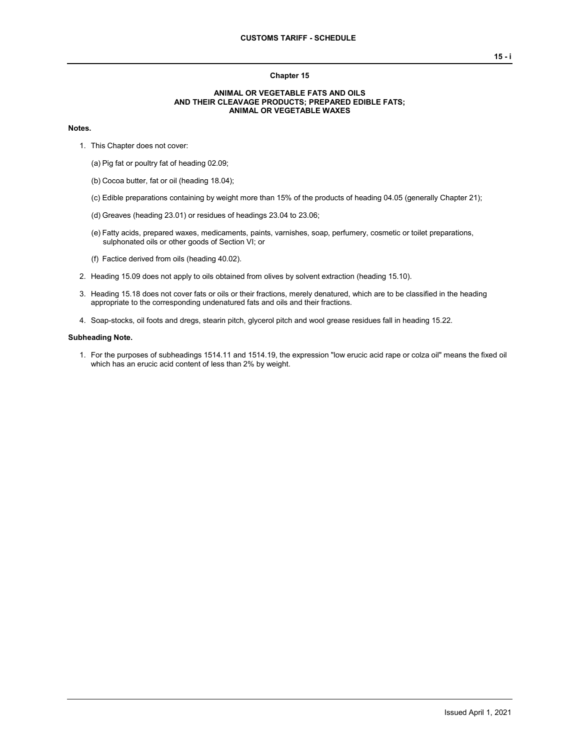## Chapter 15

### ANIMAL OR VEGETABLE FATS AND OILS AND THEIR CLEAVAGE PRODUCTS; PREPARED EDIBLE FATS; ANIMAL OR VEGETABLE WAXES

**Notes.**

1. This Chapter does not cover:

   (a) Pig fat or poultry fat of heading 02.09;

   (b) Cocoa butter, fat or oil (heading 18.04);

   (c) Edible preparations containing by weight more than 15% of the products of heading 04.05 (generally Chapter 21);

   (d) Greaves (heading 23.01) or residues of headings 23.04 to 23.06;

   (e) Fatty acids, prepared waxes, medicaments, paints, varnishes, soap, perfumery, cosmetic or toilet preparations, sulphonated oils or other goods of Section VI; or

   (f) Factice derived from oils (heading 40.02).

2. Heading 15.09 does not apply to oils obtained from olives by solvent extraction (heading 15.10).

3. Heading 15.18 does not cover fats or oils or their fractions, merely denatured, which are to be classified in the heading appropriate to the corresponding undenatured fats and oils and their fractions.

4. Soap-stocks, oil foots and dregs, stearin pitch, glycerol pitch and wool grease residues fall in heading 15.22.

**Subheading Note.**

1. For the purposes of subheadings 1514.11 and 1514.19, the expression "low erucic acid rape or colza oil" means the fixed oil which has an erucic acid content of less than 2% by weight.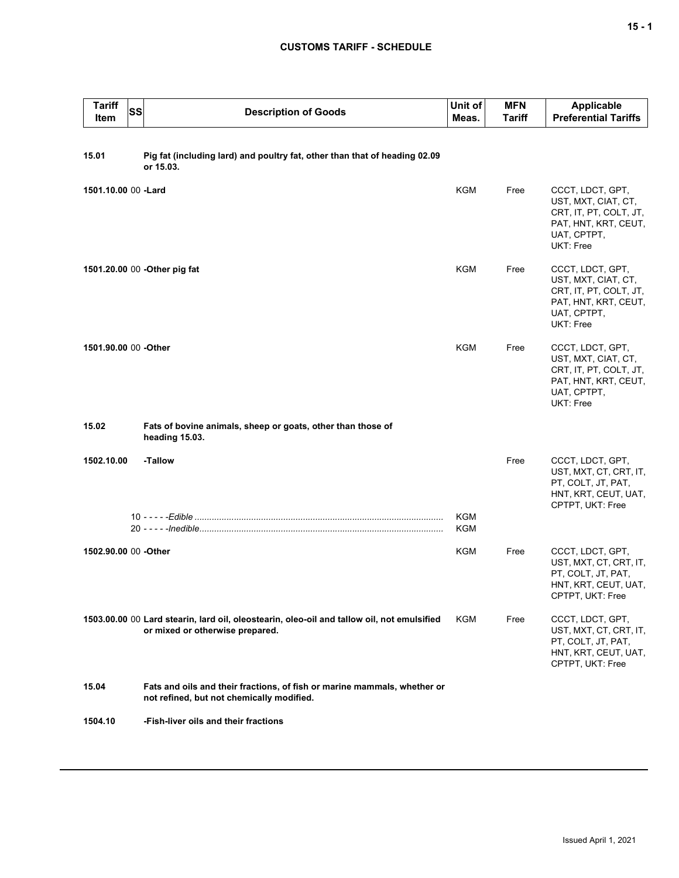| Tariff Item | SS | Description of Goods | Unit of Meas. | MFN Tariff | Applicable Preferential Tariffs |
|---|---|---|---|---|---|
| **15.01** | | **Pig fat (including lard) and poultry fat, other than that of heading 02.09 or 15.03.** | | | |
| **1501.10.00** | 00 | **-Lard** | KGM | Free | CCCT, LDCT, GPT, UST, MXT, CIAT, CT, CRT, IT, PT, COLT, JT, PAT, HNT, KRT, CEUT, UAT, CPTPT, UKT: Free |
| **1501.20.00** | 00 | **-Other pig fat** | KGM | Free | CCCT, LDCT, GPT, UST, MXT, CIAT, CT, CRT, IT, PT, COLT, JT, PAT, HNT, KRT, CEUT, UAT, CPTPT, UKT: Free |
| **1501.90.00** | 00 | **-Other** | KGM | Free | CCCT, LDCT, GPT, UST, MXT, CIAT, CT, CRT, IT, PT, COLT, JT, PAT, HNT, KRT, CEUT, UAT, CPTPT, UKT: Free |
| **15.02** | | **Fats of bovine animals, sheep or goats, other than those of heading 15.03.** | | | |
| **1502.10.00** | | **-Tallow** | | Free | CCCT, LDCT, GPT, UST, MXT, CT, CRT, IT, PT, COLT, JT, PAT, HNT, KRT, CEUT, UAT, CPTPT, UKT: Free |
| | 10 | - - - - -*Edible* | KGM | | |
| | 20 | - - - - -*Inedible* | KGM | | |
| **1502.90.00** | 00 | **-Other** | KGM | Free | CCCT, LDCT, GPT, UST, MXT, CT, CRT, IT, PT, COLT, JT, PAT, HNT, KRT, CEUT, UAT, CPTPT, UKT: Free |
| **1503.00.00** | 00 | **Lard stearin, lard oil, oleostearin, oleo-oil and tallow oil, not emulsified or mixed or otherwise prepared.** | KGM | Free | CCCT, LDCT, GPT, UST, MXT, CT, CRT, IT, PT, COLT, JT, PAT, HNT, KRT, CEUT, UAT, CPTPT, UKT: Free |
| **15.04** | | **Fats and oils and their fractions, of fish or marine mammals, whether or not refined, but not chemically modified.** | | | |
| **1504.10** | | **-Fish-liver oils and their fractions** | | | |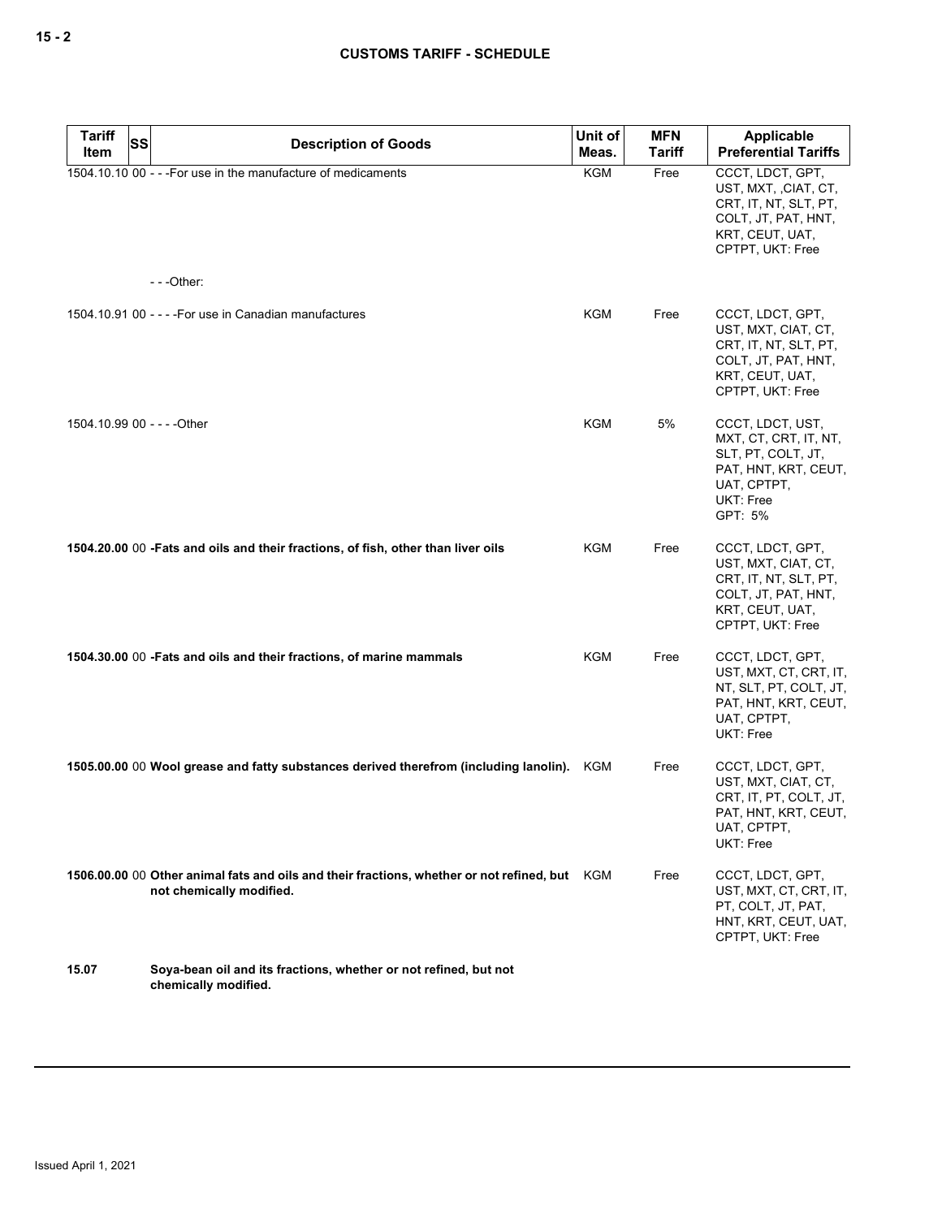| Tariff Item | SS | Description of Goods | Unit of Meas. | MFN Tariff | Applicable Preferential Tariffs |
|---|---|---|---|---|---|
| 1504.10.10 | 00 | - - -For use in the manufacture of medicaments | KGM | Free | CCCT, LDCT, GPT, UST, MXT, ,CIAT, CT, CRT, IT, NT, SLT, PT, COLT, JT, PAT, HNT, KRT, CEUT, UAT, CPTPT, UKT: Free |
| | | - - -Other: | | | |
| 1504.10.91 | 00 | - - - -For use in Canadian manufactures | KGM | Free | CCCT, LDCT, GPT, UST, MXT, CIAT, CT, CRT, IT, NT, SLT, PT, COLT, JT, PAT, HNT, KRT, CEUT, UAT, CPTPT, UKT: Free |
| 1504.10.99 | 00 | - - - -Other | KGM | 5% | CCCT, LDCT, UST, MXT, CT, CRT, IT, NT, SLT, PT, COLT, JT, PAT, HNT, KRT, CEUT, UAT, CPTPT, UKT: Free GPT: 5% |
| **1504.20.00** | 00 | **-Fats and oils and their fractions, of fish, other than liver oils** | KGM | Free | CCCT, LDCT, GPT, UST, MXT, CIAT, CT, CRT, IT, NT, SLT, PT, COLT, JT, PAT, HNT, KRT, CEUT, UAT, CPTPT, UKT: Free |
| **1504.30.00** | 00 | **-Fats and oils and their fractions, of marine mammals** | KGM | Free | CCCT, LDCT, GPT, UST, MXT, CT, CRT, IT, NT, SLT, PT, COLT, JT, PAT, HNT, KRT, CEUT, UAT, CPTPT, UKT: Free |
| **1505.00.00** | 00 | **Wool grease and fatty substances derived therefrom (including lanolin).** | KGM | Free | CCCT, LDCT, GPT, UST, MXT, CIAT, CT, CRT, IT, PT, COLT, JT, PAT, HNT, KRT, CEUT, UAT, CPTPT, UKT: Free |
| **1506.00.00** | 00 | **Other animal fats and oils and their fractions, whether or not refined, but not chemically modified.** | KGM | Free | CCCT, LDCT, GPT, UST, MXT, CT, CRT, IT, PT, COLT, JT, PAT, HNT, KRT, CEUT, UAT, CPTPT, UKT: Free |
| **15.07** | | **Soya-bean oil and its fractions, whether or not refined, but not chemically modified.** | | | |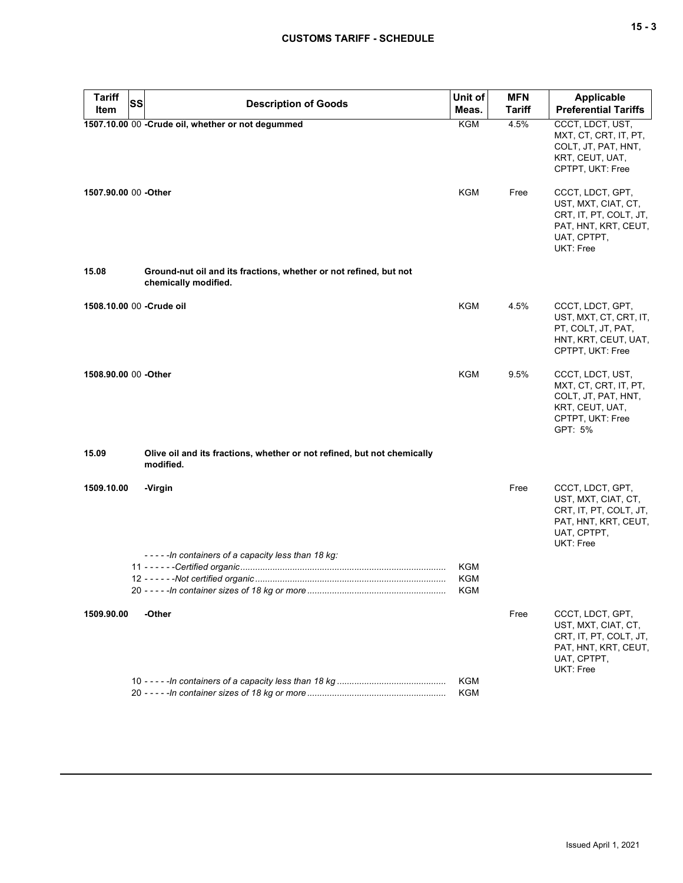| Tariff Item | SS | Description of Goods | Unit of Meas. | MFN Tariff | Applicable Preferential Tariffs |
|---|---|---|---|---|---|
| **1507.10.00** | 00 | **-Crude oil, whether or not degummed** | KGM | 4.5% | CCCT, LDCT, UST, MXT, CT, CRT, IT, PT, COLT, JT, PAT, HNT, KRT, CEUT, UAT, CPTPT, UKT: Free |
| **1507.90.00** | 00 | **-Other** | KGM | Free | CCCT, LDCT, GPT, UST, MXT, CIAT, CT, CRT, IT, PT, COLT, JT, PAT, HNT, KRT, CEUT, UAT, CPTPT, UKT: Free |
| **15.08** | | **Ground-nut oil and its fractions, whether or not refined, but not chemically modified.** | | | |
| **1508.10.00** | 00 | **-Crude oil** | KGM | 4.5% | CCCT, LDCT, GPT, UST, MXT, CT, CRT, IT, PT, COLT, JT, PAT, HNT, KRT, CEUT, UAT, CPTPT, UKT: Free |
| **1508.90.00** | 00 | **-Other** | KGM | 9.5% | CCCT, LDCT, UST, MXT, CT, CRT, IT, PT, COLT, JT, PAT, HNT, KRT, CEUT, UAT, CPTPT, UKT: Free<br>GPT: 5% |
| **15.09** | | **Olive oil and its fractions, whether or not refined, but not chemically modified.** | | | |
| **1509.10.00** | | **-Virgin** | | Free | CCCT, LDCT, GPT, UST, MXT, CIAT, CT, CRT, IT, PT, COLT, JT, PAT, HNT, KRT, CEUT, UAT, CPTPT, UKT: Free |
| | | *- - - - -In containers of a capacity less than 18 kg:* | | | |
| | 11 | *- - - - - -Certified organic* | KGM | | |
| | 12 | *- - - - - -Not certified organic* | KGM | | |
| | 20 | *- - - - -In container sizes of 18 kg or more* | KGM | | |
| **1509.90.00** | | **-Other** | | Free | CCCT, LDCT, GPT, UST, MXT, CIAT, CT, CRT, IT, PT, COLT, JT, PAT, HNT, KRT, CEUT, UAT, CPTPT, UKT: Free |
| | 10 | *- - - - -In containers of a capacity less than 18 kg* | KGM | | |
| | 20 | *- - - - -In container sizes of 18 kg or more* | KGM | | |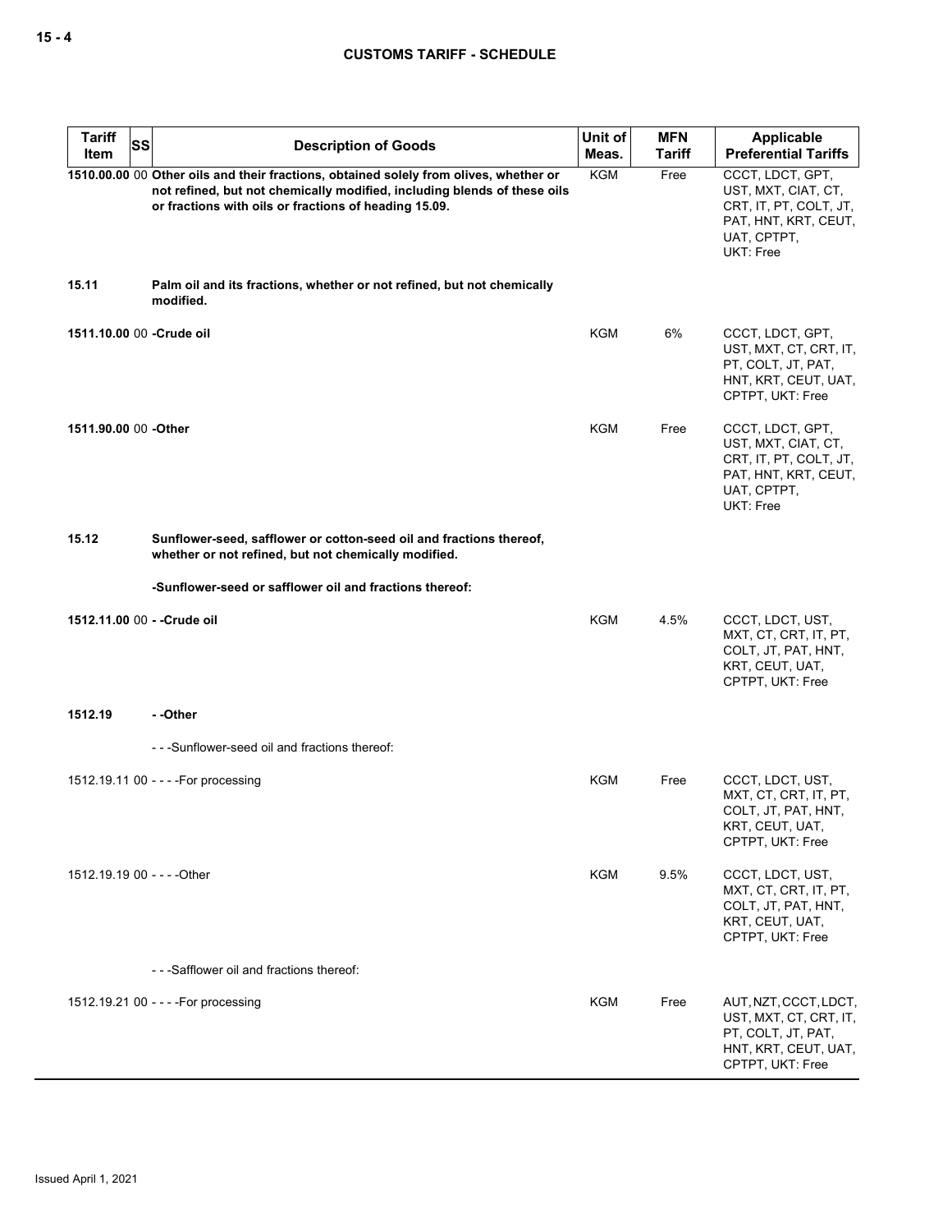| Tariff Item | SS | Description of Goods | Unit of Meas. | MFN Tariff | Applicable Preferential Tariffs |
|---|---|---|---|---|---|
| **1510.00.00** | 00 | **Other oils and their fractions, obtained solely from olives, whether or not refined, but not chemically modified, including blends of these oils or fractions with oils or fractions of heading 15.09.** | KGM | Free | CCCT, LDCT, GPT, UST, MXT, CIAT, CT, CRT, IT, PT, COLT, JT, PAT, HNT, KRT, CEUT, UAT, CPTPT, UKT: Free |
| **15.11** | | **Palm oil and its fractions, whether or not refined, but not chemically modified.** | | | |
| **1511.10.00** | 00 | **-Crude oil** | KGM | 6% | CCCT, LDCT, GPT, UST, MXT, CT, CRT, IT, PT, COLT, JT, PAT, HNT, KRT, CEUT, UAT, CPTPT, UKT: Free |
| **1511.90.00** | 00 | **-Other** | KGM | Free | CCCT, LDCT, GPT, UST, MXT, CIAT, CT, CRT, IT, PT, COLT, JT, PAT, HNT, KRT, CEUT, UAT, CPTPT, UKT: Free |
| **15.12** | | **Sunflower-seed, safflower or cotton-seed oil and fractions thereof, whether or not refined, but not chemically modified.** | | | |
| | | **-Sunflower-seed or safflower oil and fractions thereof:** | | | |
| **1512.11.00** | 00 | **- -Crude oil** | KGM | 4.5% | CCCT, LDCT, UST, MXT, CT, CRT, IT, PT, COLT, JT, PAT, HNT, KRT, CEUT, UAT, CPTPT, UKT: Free |
| **1512.19** | | **- -Other** | | | |
| | | - - -Sunflower-seed oil and fractions thereof: | | | |
| 1512.19.11 | 00 | - - - -For processing | KGM | Free | CCCT, LDCT, UST, MXT, CT, CRT, IT, PT, COLT, JT, PAT, HNT, KRT, CEUT, UAT, CPTPT, UKT: Free |
| 1512.19.19 | 00 | - - - -Other | KGM | 9.5% | CCCT, LDCT, UST, MXT, CT, CRT, IT, PT, COLT, JT, PAT, HNT, KRT, CEUT, UAT, CPTPT, UKT: Free |
| | | - - -Safflower oil and fractions thereof: | | | |
| 1512.19.21 | 00 | - - - -For processing | KGM | Free | AUT, NZT, CCCT, LDCT, UST, MXT, CT, CRT, IT, PT, COLT, JT, PAT, HNT, KRT, CEUT, UAT, CPTPT, UKT: Free |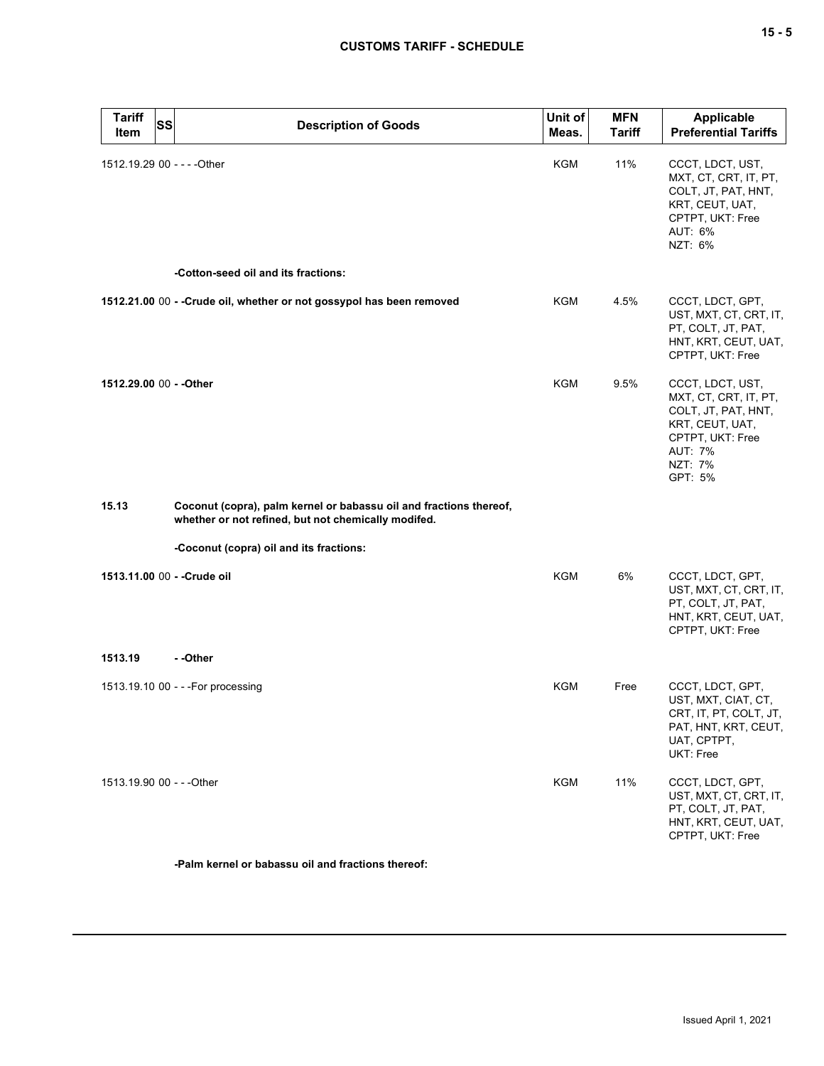| Tariff Item | SS | Description of Goods | Unit of Meas. | MFN Tariff | Applicable Preferential Tariffs |
|---|---|---|---|---|---|
| 1512.19.29 | 00 | - - - -Other | KGM | 11% | CCCT, LDCT, UST, MXT, CT, CRT, IT, PT, COLT, JT, PAT, HNT, KRT, CEUT, UAT, CPTPT, UKT: Free<br>AUT: 6%<br>NZT: 6% |
| | | **-Cotton-seed oil and its fractions:** | | | |
| **1512.21.00** | 00 | **- -Crude oil, whether or not gossypol has been removed** | KGM | 4.5% | CCCT, LDCT, GPT, UST, MXT, CT, CRT, IT, PT, COLT, JT, PAT, HNT, KRT, CEUT, UAT, CPTPT, UKT: Free |
| **1512.29.00** | 00 | **- -Other** | KGM | 9.5% | CCCT, LDCT, UST, MXT, CT, CRT, IT, PT, COLT, JT, PAT, HNT, KRT, CEUT, UAT, CPTPT, UKT: Free<br>AUT: 7%<br>NZT: 7%<br>GPT: 5% |
| **15.13** | | **Coconut (copra), palm kernel or babassu oil and fractions thereof, whether or not refined, but not chemically modifed.** | | | |
| | | **-Coconut (copra) oil and its fractions:** | | | |
| **1513.11.00** | 00 | **- -Crude oil** | KGM | 6% | CCCT, LDCT, GPT, UST, MXT, CT, CRT, IT, PT, COLT, JT, PAT, HNT, KRT, CEUT, UAT, CPTPT, UKT: Free |
| **1513.19** | | **- -Other** | | | |
| 1513.19.10 | 00 | - - -For processing | KGM | Free | CCCT, LDCT, GPT, UST, MXT, CIAT, CT, CRT, IT, PT, COLT, JT, PAT, HNT, KRT, CEUT, UAT, CPTPT, UKT: Free |
| 1513.19.90 | 00 | - - -Other | KGM | 11% | CCCT, LDCT, GPT, UST, MXT, CT, CRT, IT, PT, COLT, JT, PAT, HNT, KRT, CEUT, UAT, CPTPT, UKT: Free |
| | | **-Palm kernel or babassu oil and fractions thereof:** | | | |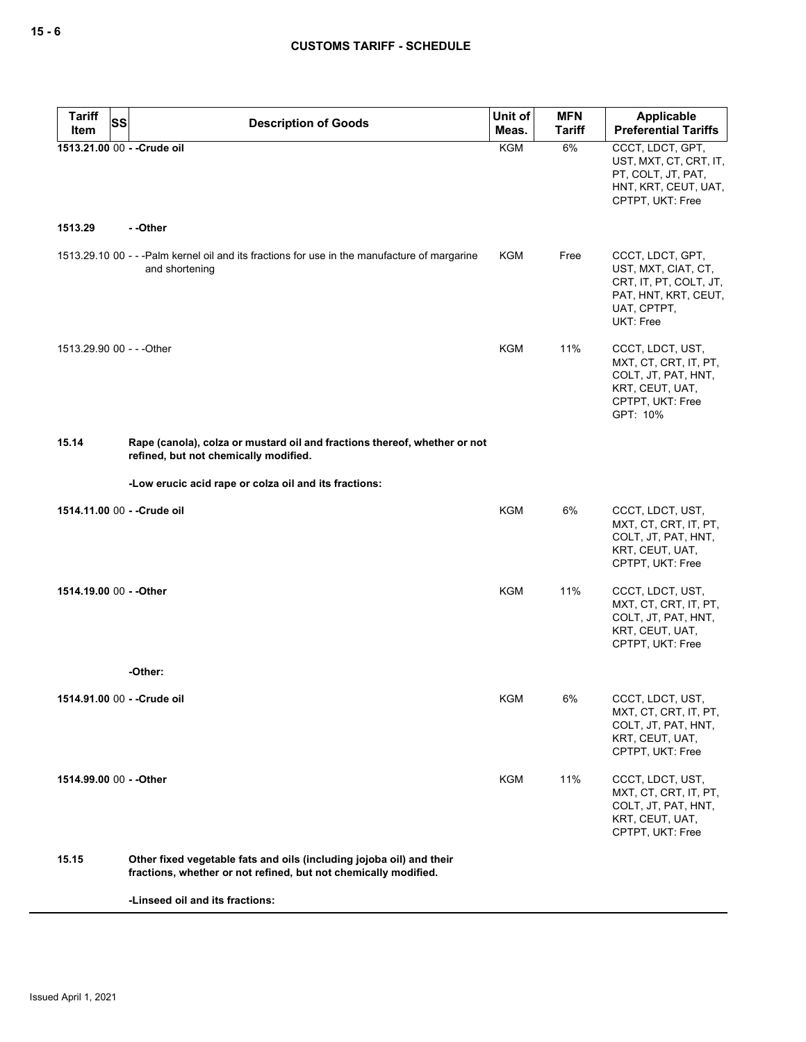| Tariff Item | SS | Description of Goods | Unit of Meas. | MFN Tariff | Applicable Preferential Tariffs |
|---|---|---|---|---|---|
| **1513.21.00** | 00 | **- -Crude oil** | KGM | 6% | CCCT, LDCT, GPT, UST, MXT, CT, CRT, IT, PT, COLT, JT, PAT, HNT, KRT, CEUT, UAT, CPTPT, UKT: Free |
| **1513.29** | | **- -Other** | | | |
| 1513.29.10 | 00 | - - -Palm kernel oil and its fractions for use in the manufacture of margarine and shortening | KGM | Free | CCCT, LDCT, GPT, UST, MXT, CIAT, CT, CRT, IT, PT, COLT, JT, PAT, HNT, KRT, CEUT, UAT, CPTPT, UKT: Free |
| 1513.29.90 | 00 | - - -Other | KGM | 11% | CCCT, LDCT, UST, MXT, CT, CRT, IT, PT, COLT, JT, PAT, HNT, KRT, CEUT, UAT, CPTPT, UKT: Free GPT: 10% |
| **15.14** | | **Rape (canola), colza or mustard oil and fractions thereof, whether or not refined, but not chemically modified.** | | | |
| | | **-Low erucic acid rape or colza oil and its fractions:** | | | |
| **1514.11.00** | 00 | **- -Crude oil** | KGM | 6% | CCCT, LDCT, UST, MXT, CT, CRT, IT, PT, COLT, JT, PAT, HNT, KRT, CEUT, UAT, CPTPT, UKT: Free |
| **1514.19.00** | 00 | **- -Other** | KGM | 11% | CCCT, LDCT, UST, MXT, CT, CRT, IT, PT, COLT, JT, PAT, HNT, KRT, CEUT, UAT, CPTPT, UKT: Free |
| | | **-Other:** | | | |
| **1514.91.00** | 00 | **- -Crude oil** | KGM | 6% | CCCT, LDCT, UST, MXT, CT, CRT, IT, PT, COLT, JT, PAT, HNT, KRT, CEUT, UAT, CPTPT, UKT: Free |
| **1514.99.00** | 00 | **- -Other** | KGM | 11% | CCCT, LDCT, UST, MXT, CT, CRT, IT, PT, COLT, JT, PAT, HNT, KRT, CEUT, UAT, CPTPT, UKT: Free |
| **15.15** | | **Other fixed vegetable fats and oils (including jojoba oil) and their fractions, whether or not refined, but not chemically modified.** | | | |
| | | **-Linseed oil and its fractions:** | | | |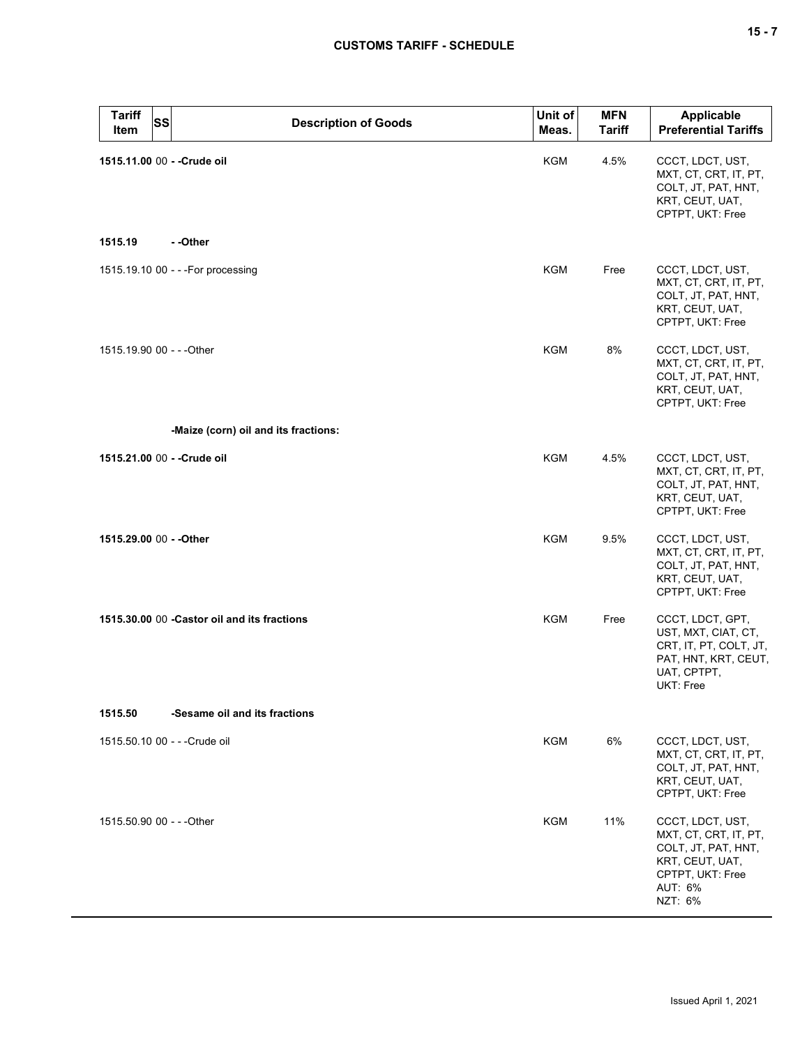| Tariff Item | SS | Description of Goods | Unit of Meas. | MFN Tariff | Applicable Preferential Tariffs |
|---|---|---|---|---|---|
| **1515.11.00** | 00 | **- -Crude oil** | KGM | 4.5% | CCCT, LDCT, UST, MXT, CT, CRT, IT, PT, COLT, JT, PAT, HNT, KRT, CEUT, UAT, CPTPT, UKT: Free |
| **1515.19** | | **- -Other** | | | |
| 1515.19.10 | 00 | - - -For processing | KGM | Free | CCCT, LDCT, UST, MXT, CT, CRT, IT, PT, COLT, JT, PAT, HNT, KRT, CEUT, UAT, CPTPT, UKT: Free |
| 1515.19.90 | 00 | - - -Other | KGM | 8% | CCCT, LDCT, UST, MXT, CT, CRT, IT, PT, COLT, JT, PAT, HNT, KRT, CEUT, UAT, CPTPT, UKT: Free |
| | | **-Maize (corn) oil and its fractions:** | | | |
| **1515.21.00** | 00 | **- -Crude oil** | KGM | 4.5% | CCCT, LDCT, UST, MXT, CT, CRT, IT, PT, COLT, JT, PAT, HNT, KRT, CEUT, UAT, CPTPT, UKT: Free |
| **1515.29.00** | 00 | **- -Other** | KGM | 9.5% | CCCT, LDCT, UST, MXT, CT, CRT, IT, PT, COLT, JT, PAT, HNT, KRT, CEUT, UAT, CPTPT, UKT: Free |
| **1515.30.00** | 00 | **-Castor oil and its fractions** | KGM | Free | CCCT, LDCT, GPT, UST, MXT, CIAT, CT, CRT, IT, PT, COLT, JT, PAT, HNT, KRT, CEUT, UAT, CPTPT, UKT: Free |
| **1515.50** | | **-Sesame oil and its fractions** | | | |
| 1515.50.10 | 00 | - - -Crude oil | KGM | 6% | CCCT, LDCT, UST, MXT, CT, CRT, IT, PT, COLT, JT, PAT, HNT, KRT, CEUT, UAT, CPTPT, UKT: Free |
| 1515.50.90 | 00 | - - -Other | KGM | 11% | CCCT, LDCT, UST, MXT, CT, CRT, IT, PT, COLT, JT, PAT, HNT, KRT, CEUT, UAT, CPTPT, UKT: Free<br>AUT: 6%<br>NZT: 6% |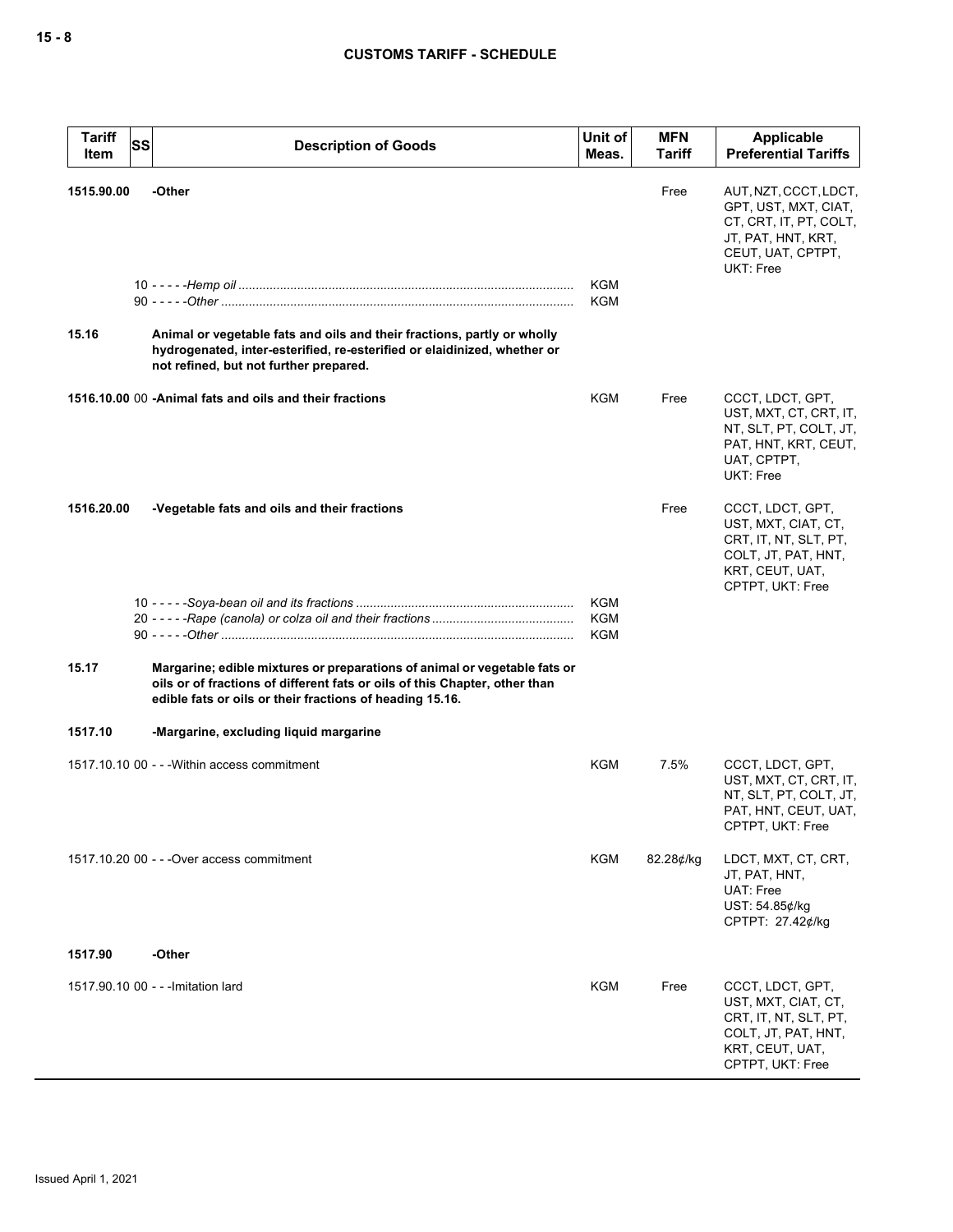| Tariff Item | SS | Description of Goods | Unit of Meas. | MFN Tariff | Applicable Preferential Tariffs |
|---|---|---|---|---|---|
| **1515.90.00** | | **-Other** | | Free | AUT, NZT, CCCT, LDCT, GPT, UST, MXT, CIAT, CT, CRT, IT, PT, COLT, JT, PAT, HNT, KRT, CEUT, UAT, CPTPT, UKT: Free |
| | 10 | - - - - -*Hemp oil* | KGM | | |
| | 90 | - - - - -*Other* | KGM | | |
| **15.16** | | **Animal or vegetable fats and oils and their fractions, partly or wholly hydrogenated, inter-esterified, re-esterified or elaidinized, whether or not refined, but not further prepared.** | | | |
| **1516.10.00** | 00 | **-Animal fats and oils and their fractions** | KGM | Free | CCCT, LDCT, GPT, UST, MXT, CT, CRT, IT, NT, SLT, PT, COLT, JT, PAT, HNT, KRT, CEUT, UAT, CPTPT, UKT: Free |
| **1516.20.00** | | **-Vegetable fats and oils and their fractions** | | Free | CCCT, LDCT, GPT, UST, MXT, CIAT, CT, CRT, IT, NT, SLT, PT, COLT, JT, PAT, HNT, KRT, CEUT, UAT, CPTPT, UKT: Free |
| | 10 | - - - - -*Soya-bean oil and its fractions* | KGM | | |
| | 20 | - - - - -*Rape (canola) or colza oil and their fractions* | KGM | | |
| | 90 | - - - - -*Other* | KGM | | |
| **15.17** | | **Margarine; edible mixtures or preparations of animal or vegetable fats or oils or of fractions of different fats or oils of this Chapter, other than edible fats or oils or their fractions of heading 15.16.** | | | |
| **1517.10** | | **-Margarine, excluding liquid margarine** | | | |
| 1517.10.10 | 00 | - - -Within access commitment | KGM | 7.5% | CCCT, LDCT, GPT, UST, MXT, CT, CRT, IT, NT, SLT, PT, COLT, JT, PAT, HNT, CEUT, UAT, CPTPT, UKT: Free |
| 1517.10.20 | 00 | - - -Over access commitment | KGM | 82.28¢/kg | LDCT, MXT, CT, CRT, JT, PAT, HNT, UAT: Free<br>UST: 54.85¢/kg<br>CPTPT: 27.42¢/kg |
| **1517.90** | | **-Other** | | | |
| 1517.90.10 | 00 | - - -Imitation lard | KGM | Free | CCCT, LDCT, GPT, UST, MXT, CIAT, CT, CRT, IT, NT, SLT, PT, COLT, JT, PAT, HNT, KRT, CEUT, UAT, CPTPT, UKT: Free |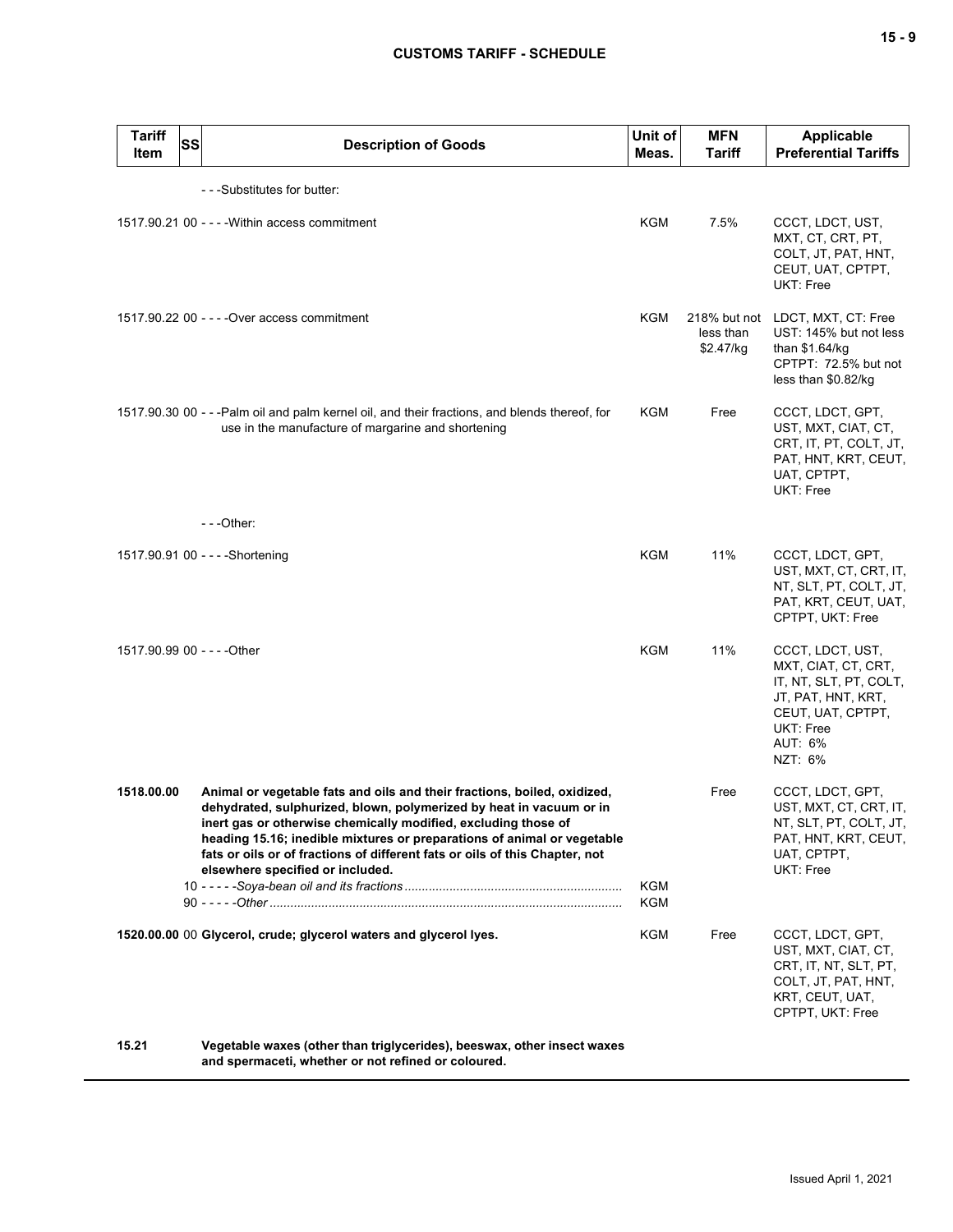| Tariff Item | SS | Description of Goods | Unit of Meas. | MFN Tariff | Applicable Preferential Tariffs |
|---|---|---|---|---|---|
| | | - - -Substitutes for butter: | | | |
| 1517.90.21 | 00 | - - - -Within access commitment | KGM | 7.5% | CCCT, LDCT, UST, MXT, CT, CRT, PT, COLT, JT, PAT, HNT, CEUT, UAT, CPTPT, UKT: Free |
| 1517.90.22 | 00 | - - - -Over access commitment | KGM | 218% but not less than $2.47/kg | LDCT, MXT, CT: Free<br>UST: 145% but not less than $1.64/kg<br>CPTPT: 72.5% but not less than $0.82/kg |
| 1517.90.30 | 00 | - - -Palm oil and palm kernel oil, and their fractions, and blends thereof, for use in the manufacture of margarine and shortening | KGM | Free | CCCT, LDCT, GPT, UST, MXT, CIAT, CT, CRT, IT, PT, COLT, JT, PAT, HNT, KRT, CEUT, UAT, CPTPT, UKT: Free |
| | | - - -Other: | | | |
| 1517.90.91 | 00 | - - - -Shortening | KGM | 11% | CCCT, LDCT, GPT, UST, MXT, CT, CRT, IT, NT, SLT, PT, COLT, JT, PAT, KRT, CEUT, UAT, CPTPT, UKT: Free |
| 1517.90.99 | 00 | - - - -Other | KGM | 11% | CCCT, LDCT, UST, MXT, CIAT, CT, CRT, IT, NT, SLT, PT, COLT, JT, PAT, HNT, KRT, CEUT, UAT, CPTPT, UKT: Free<br>AUT: 6%<br>NZT: 6% |
| **1518.00.00** | | **Animal or vegetable fats and oils and their fractions, boiled, oxidized, dehydrated, sulphurized, blown, polymerized by heat in vacuum or in inert gas or otherwise chemically modified, excluding those of heading 15.16; inedible mixtures or preparations of animal or vegetable fats or oils or of fractions of different fats or oils of this Chapter, not elsewhere specified or included.** | | Free | CCCT, LDCT, GPT, UST, MXT, CT, CRT, IT, NT, SLT, PT, COLT, JT, PAT, HNT, KRT, CEUT, UAT, CPTPT, UKT: Free |
| | 10 | - - - - -*Soya-bean oil and its fractions* | KGM | | |
| | 90 | - - - - -*Other* | KGM | | |
| **1520.00.00** | 00 | **Glycerol, crude; glycerol waters and glycerol lyes.** | KGM | Free | CCCT, LDCT, GPT, UST, MXT, CIAT, CT, CRT, IT, NT, SLT, PT, COLT, JT, PAT, HNT, KRT, CEUT, UAT, CPTPT, UKT: Free |
| **15.21** | | **Vegetable waxes (other than triglycerides), beeswax, other insect waxes and spermaceti, whether or not refined or coloured.** | | | |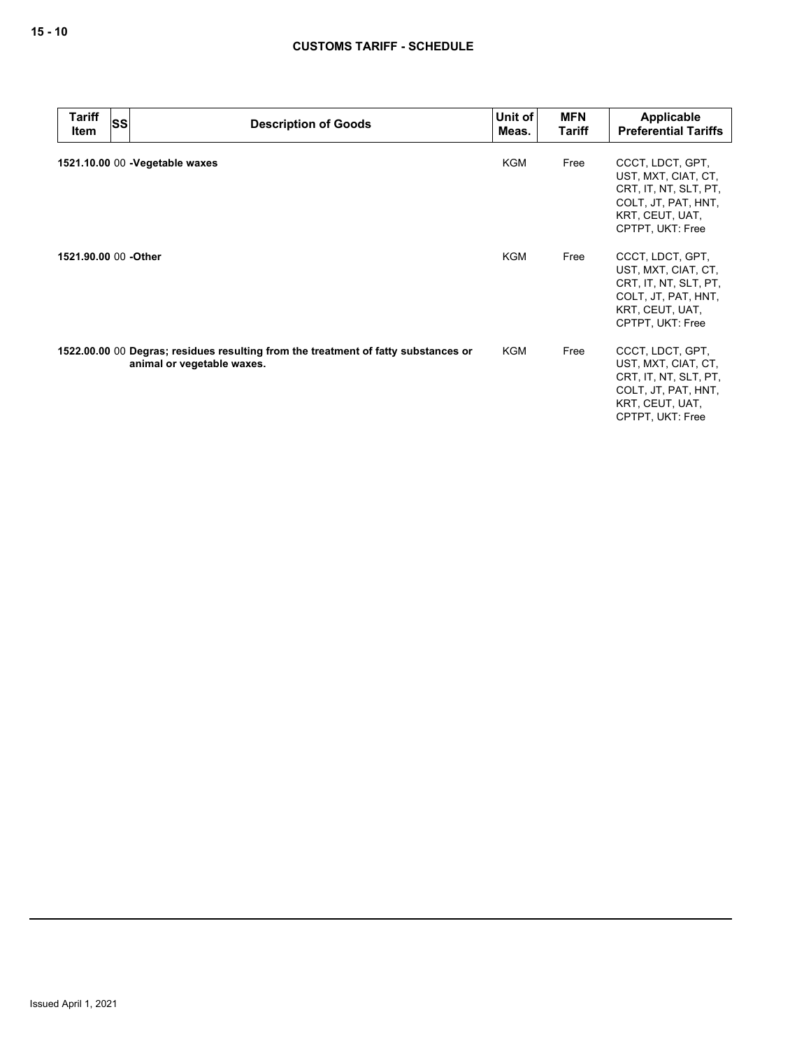| Tariff Item | SS | Description of Goods | Unit of Meas. | MFN Tariff | Applicable Preferential Tariffs |
|---|---|---|---|---|---|
| **1521.10.00** | 00 | **-Vegetable waxes** | KGM | Free | CCCT, LDCT, GPT, UST, MXT, CIAT, CT, CRT, IT, NT, SLT, PT, COLT, JT, PAT, HNT, KRT, CEUT, UAT, CPTPT, UKT: Free |
| **1521.90.00** | 00 | **-Other** | KGM | Free | CCCT, LDCT, GPT, UST, MXT, CIAT, CT, CRT, IT, NT, SLT, PT, COLT, JT, PAT, HNT, KRT, CEUT, UAT, CPTPT, UKT: Free |
| **1522.00.00** | 00 | **Degras; residues resulting from the treatment of fatty substances or animal or vegetable waxes.** | KGM | Free | CCCT, LDCT, GPT, UST, MXT, CIAT, CT, CRT, IT, NT, SLT, PT, COLT, JT, PAT, HNT, KRT, CEUT, UAT, CPTPT, UKT: Free |